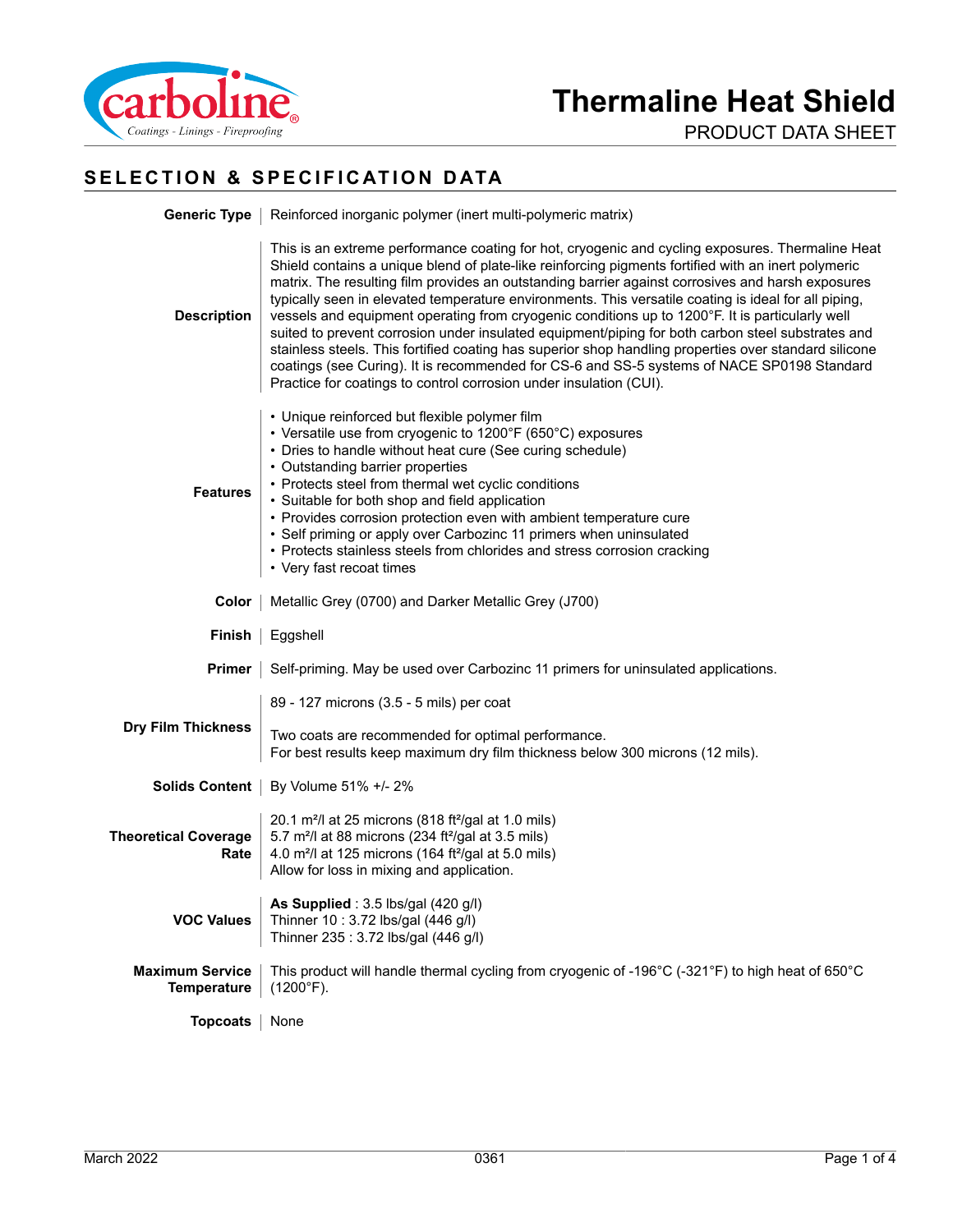# Thermaline Heat Shield

PRODUCT DATA SHEET

## SELECTION & SPECIFICATION DATA

**Generic Type**

Reinforced inorganic polymer (inert multi-polymeric matrix)

**Description**

This is an extreme performance coating for hot, cryogenic and cycling exposures. Thermaline Heat Shield contains a unique blend of plate-like reinforcing pigments fortified with an inert polymeric matrix. The resulting film provides an outstanding barrier against corrosives and harsh exposures typically seen in elevated temperature environments. This versatile coating is ideal for all piping, vessels and equipment operating from cryogenic conditions up to 1200°F. It is particularly well suited to prevent corrosion under insulated equipment/piping for both carbon steel substrates and stainless steels. This fortified coating has superior shop handling properties over standard silicone coatings (see Curing). It is recommended for CS-6 and SS-5 systems of NACE SP0198 Standard Practice for coatings to control corrosion under insulation (CUI).

**Features**

- Unique reinforced but flexible polymer film
- Versatile use from cryogenic to 1200°F (650°C) exposures
- Dries to handle without heat cure (See curing schedule)
- Outstanding barrier properties
- Protects steel from thermal wet cyclic conditions
- Suitable for both shop and field application
- Provides corrosion protection even with ambient temperature cure
- Self priming or apply over Carbozinc 11 primers when uninsulated
- Protects stainless steels from chlorides and stress corrosion cracking
- Very fast recoat times

**Color**

Metallic Grey (0700) and Darker Metallic Grey (J700)

**Finish**

Eggshell

**Primer**

Self-priming. May be used over Carbozinc 11 primers for uninsulated applications.

**Dry Film Thickness**

89 - 127 microns (3.5 - 5 mils) per coat

Two coats are recommended for optimal performance.
For best results keep maximum dry film thickness below 300 microns (12 mils).

**Solids Content**

By Volume 51% +/- 2%

**Theoretical Coverage Rate**

20.1 m²/l at 25 microns (818 ft²/gal at 1.0 mils)
5.7 m²/l at 88 microns (234 ft²/gal at 3.5 mils)
4.0 m²/l at 125 microns (164 ft²/gal at 5.0 mils)
Allow for loss in mixing and application.

**VOC Values**

**As Supplied** : 3.5 lbs/gal (420 g/l)
Thinner 10 : 3.72 lbs/gal (446 g/l)
Thinner 235 : 3.72 lbs/gal (446 g/l)

**Maximum Service Temperature**

This product will handle thermal cycling from cryogenic of -196°C (-321°F) to high heat of 650°C (1200°F).

**Topcoats**

None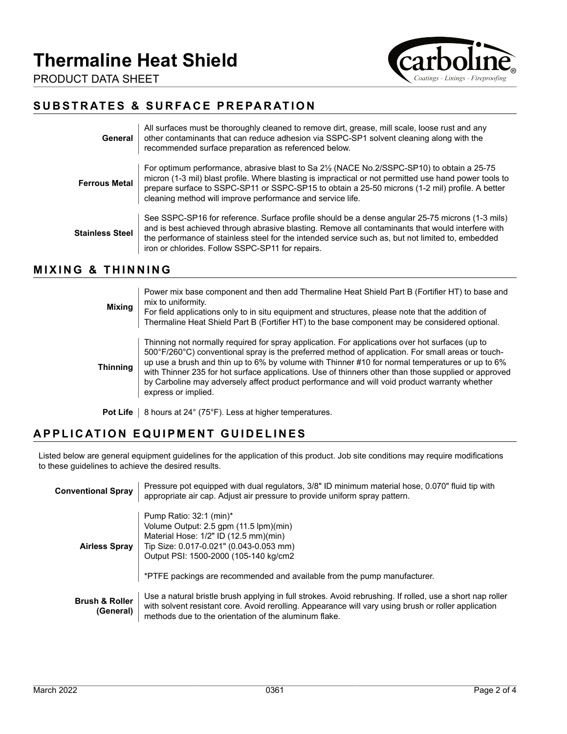# Thermaline Heat Shield

PRODUCT DATA SHEET

## SUBSTRATES & SURFACE PREPARATION

**General**

All surfaces must be thoroughly cleaned to remove dirt, grease, mill scale, loose rust and any other contaminants that can reduce adhesion via SSPC-SP1 solvent cleaning along with the recommended surface preparation as referenced below.

**Ferrous Metal**

For optimum performance, abrasive blast to Sa 2½ (NACE No.2/SSPC-SP10) to obtain a 25-75 micron (1-3 mil) blast profile. Where blasting is impractical or not permitted use hand power tools to prepare surface to SSPC-SP11 or SSPC-SP15 to obtain a 25-50 microns (1-2 mil) profile. A better cleaning method will improve performance and service life.

**Stainless Steel**

See SSPC-SP16 for reference. Surface profile should be a dense angular 25-75 microns (1-3 mils) and is best achieved through abrasive blasting. Remove all contaminants that would interfere with the performance of stainless steel for the intended service such as, but not limited to, embedded iron or chlorides. Follow SSPC-SP11 for repairs.

## MIXING & THINNING

**Mixing**

Power mix base component and then add Thermaline Heat Shield Part B (Fortifier HT) to base and mix to uniformity.
For field applications only to in situ equipment and structures, please note that the addition of Thermaline Heat Shield Part B (Fortifier HT) to the base component may be considered optional.

**Thinning**

Thinning not normally required for spray application. For applications over hot surfaces (up to 500°F/260°C) conventional spray is the preferred method of application. For small areas or touch-up use a brush and thin up to 6% by volume with Thinner #10 for normal temperatures or up to 6% with Thinner 235 for hot surface applications. Use of thinners other than those supplied or approved by Carboline may adversely affect product performance and will void product warranty whether express or implied.

**Pot Life**

8 hours at 24° (75°F). Less at higher temperatures.

## APPLICATION EQUIPMENT GUIDELINES

Listed below are general equipment guidelines for the application of this product. Job site conditions may require modifications to these guidelines to achieve the desired results.

**Conventional Spray**

Pressure pot equipped with dual regulators, 3/8" ID minimum material hose, 0.070" fluid tip with appropriate air cap. Adjust air pressure to provide uniform spray pattern.

**Airless Spray**

Pump Ratio: 32:1 (min)*
Volume Output: 2.5 gpm (11.5 lpm)(min)
Material Hose: 1/2" ID (12.5 mm)(min)
Tip Size: 0.017-0.021" (0.043-0.053 mm)
Output PSI: 1500-2000 (105-140 kg/cm2

*PTFE packings are recommended and available from the pump manufacturer.

**Brush & Roller (General)**

Use a natural bristle brush applying in full strokes. Avoid rebrushing. If rolled, use a short nap roller with solvent resistant core. Avoid rerolling. Appearance will vary using brush or roller application methods due to the orientation of the aluminum flake.

March 2022 0361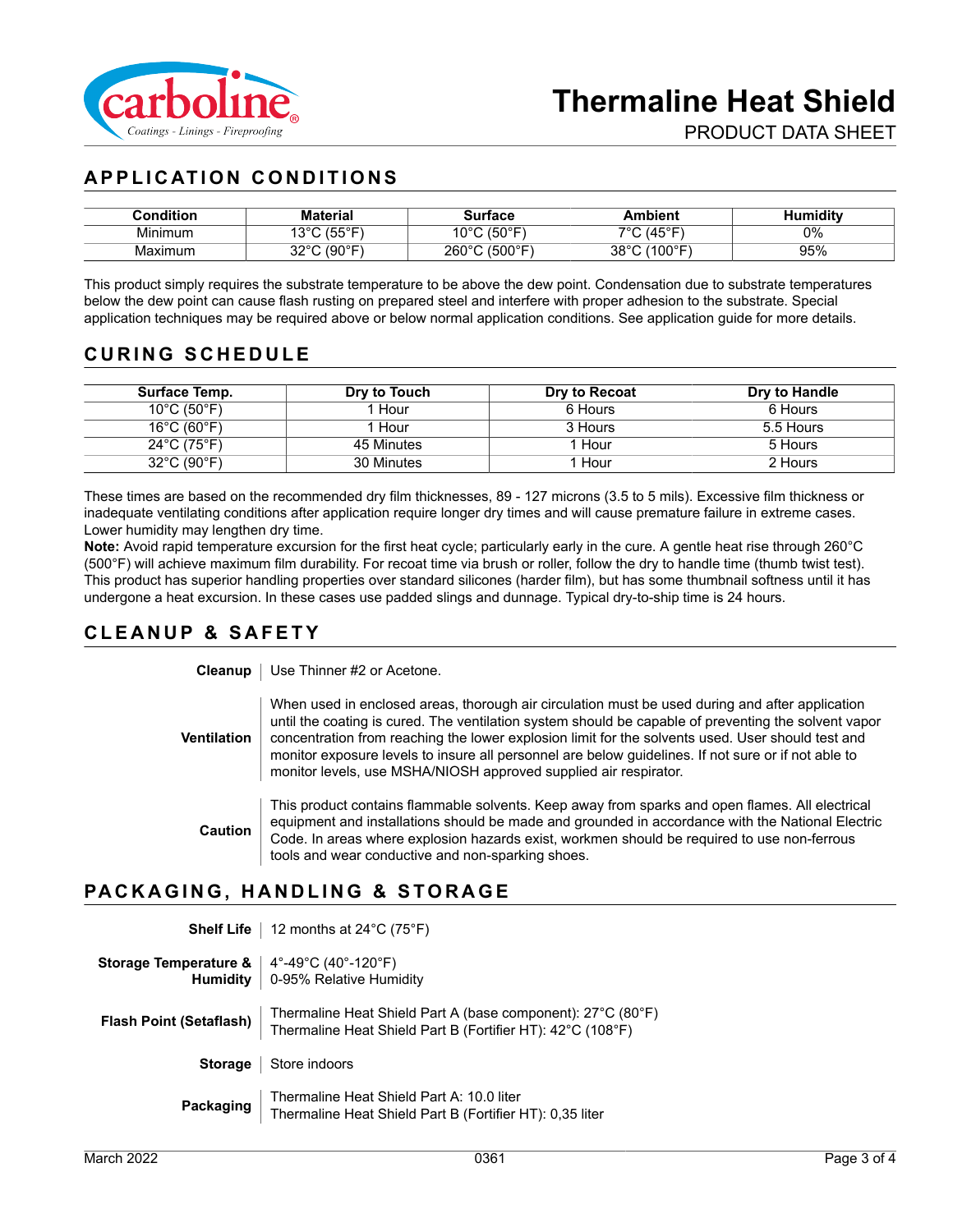## APPLICATION CONDITIONS

| Condition | Material | Surface | Ambient | Humidity |
|---|---|---|---|---|
| Minimum | 13°C (55°F) | 10°C (50°F) | 7°C (45°F) | 0% |
| Maximum | 32°C (90°F) | 260°C (500°F) | 38°C (100°F) | 95% |

This product simply requires the substrate temperature to be above the dew point. Condensation due to substrate temperatures below the dew point can cause flash rusting on prepared steel and interfere with proper adhesion to the substrate. Special application techniques may be required above or below normal application conditions. See application guide for more details.

## CURING SCHEDULE

| Surface Temp. | Dry to Touch | Dry to Recoat | Dry to Handle |
|---|---|---|---|
| 10°C (50°F) | 1 Hour | 6 Hours | 6 Hours |
| 16°C (60°F) | 1 Hour | 3 Hours | 5.5 Hours |
| 24°C (75°F) | 45 Minutes | 1 Hour | 5 Hours |
| 32°C (90°F) | 30 Minutes | 1 Hour | 2 Hours |

These times are based on the recommended dry film thicknesses, 89 - 127 microns (3.5 to 5 mils). Excessive film thickness or inadequate ventilating conditions after application require longer dry times and will cause premature failure in extreme cases. Lower humidity may lengthen dry time.

**Note:** Avoid rapid temperature excursion for the first heat cycle; particularly early in the cure. A gentle heat rise through 260°C (500°F) will achieve maximum film durability. For recoat time via brush or roller, follow the dry to handle time (thumb twist test). This product has superior handling properties over standard silicones (harder film), but has some thumbnail softness until it has undergone a heat excursion. In these cases use padded slings and dunnage. Typical dry-to-ship time is 24 hours.

## CLEANUP & SAFETY

**Cleanup**
Use Thinner #2 or Acetone.

**Ventilation**
When used in enclosed areas, thorough air circulation must be used during and after application until the coating is cured. The ventilation system should be capable of preventing the solvent vapor concentration from reaching the lower explosion limit for the solvents used. User should test and monitor exposure levels to insure all personnel are below guidelines. If not sure or if not able to monitor levels, use MSHA/NIOSH approved supplied air respirator.

**Caution**
This product contains flammable solvents. Keep away from sparks and open flames. All electrical equipment and installations should be made and grounded in accordance with the National Electric Code. In areas where explosion hazards exist, workmen should be required to use non-ferrous tools and wear conductive and non-sparking shoes.

## PACKAGING, HANDLING & STORAGE

**Shelf Life**
12 months at 24°C (75°F)

**Storage Temperature & Humidity**
4°-49°C (40°-120°F)
0-95% Relative Humidity

**Flash Point (Setaflash)**
Thermaline Heat Shield Part A (base component): 27°C (80°F)
Thermaline Heat Shield Part B (Fortifier HT): 42°C (108°F)

**Storage**
Store indoors

**Packaging**
Thermaline Heat Shield Part A: 10.0 liter
Thermaline Heat Shield Part B (Fortifier HT): 0,35 liter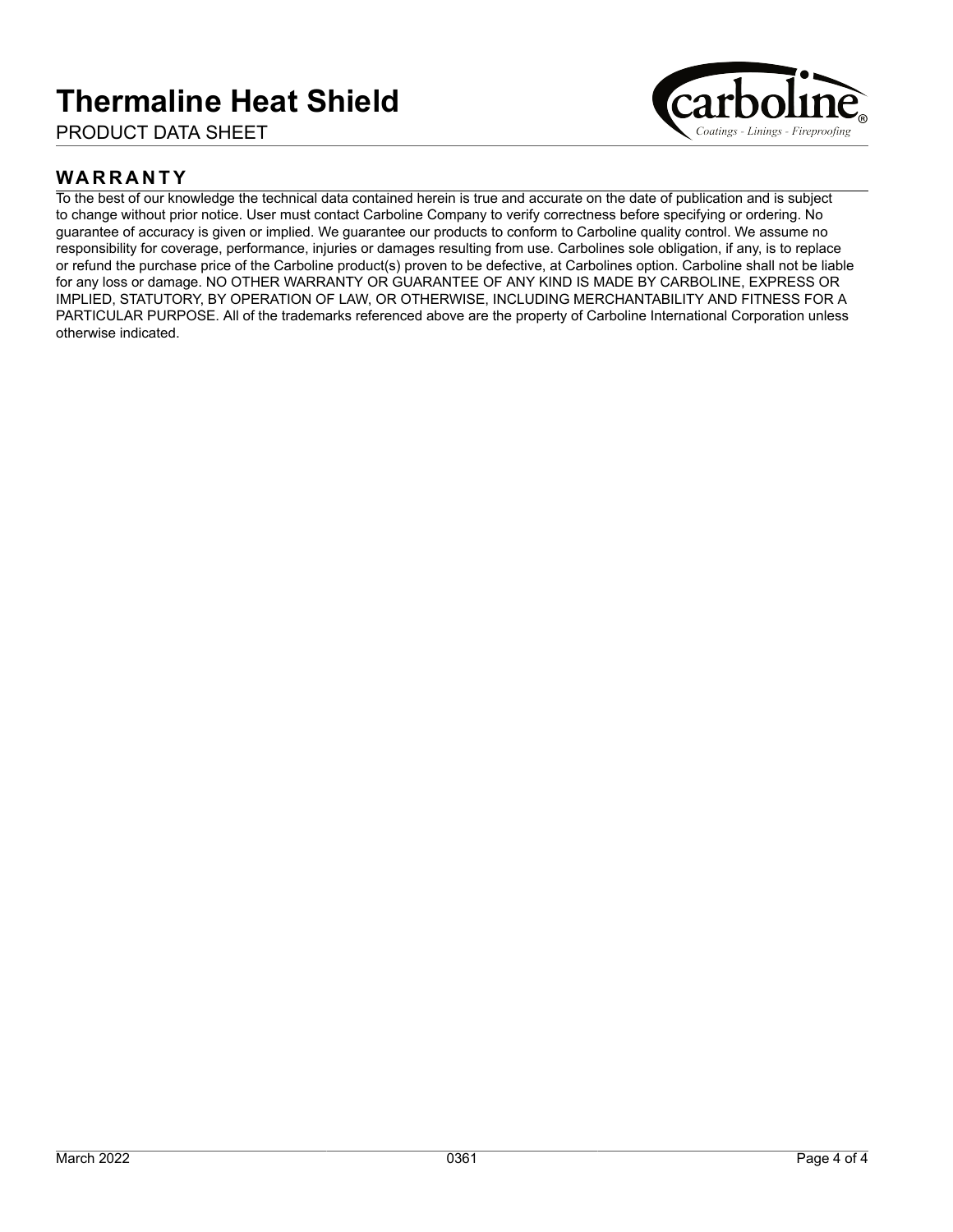## WARRANTY

To the best of our knowledge the technical data contained herein is true and accurate on the date of publication and is subject to change without prior notice. User must contact Carboline Company to verify correctness before specifying or ordering. No guarantee of accuracy is given or implied. We guarantee our products to conform to Carboline quality control. We assume no responsibility for coverage, performance, injuries or damages resulting from use. Carbolines sole obligation, if any, is to replace or refund the purchase price of the Carboline product(s) proven to be defective, at Carbolines option. Carboline shall not be liable for any loss or damage. NO OTHER WARRANTY OR GUARANTEE OF ANY KIND IS MADE BY CARBOLINE, EXPRESS OR IMPLIED, STATUTORY, BY OPERATION OF LAW, OR OTHERWISE, INCLUDING MERCHANTABILITY AND FITNESS FOR A PARTICULAR PURPOSE. All of the trademarks referenced above are the property of Carboline International Corporation unless otherwise indicated.